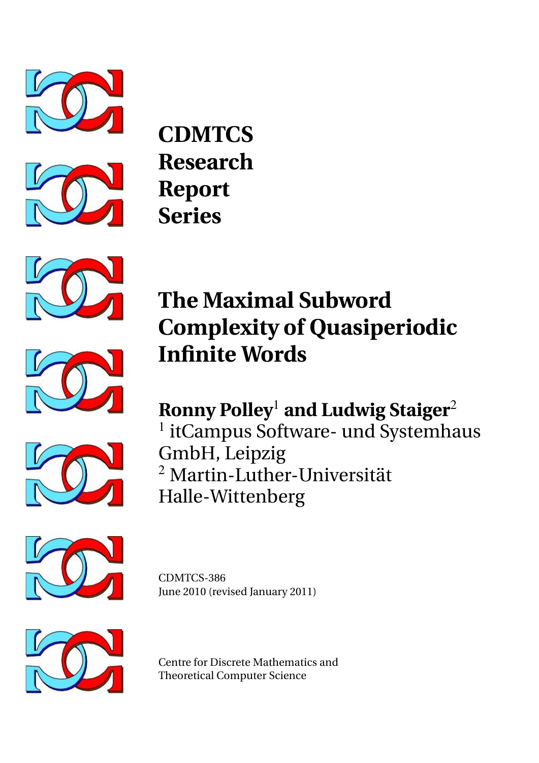**CDMTCS Research Report Series**

# The Maximal Subword Complexity of Quasiperiodic Infinite Words

**Ronny Polley**[1] **and Ludwig Staiger**[2]

[1] itCampus Software- und Systemhaus GmbH, Leipzig

[2] Martin-Luther-Universität Halle-Wittenberg

CDMTCS-386

June 2010 (revised January 2011)

Centre for Discrete Mathematics and Theoretical Computer Science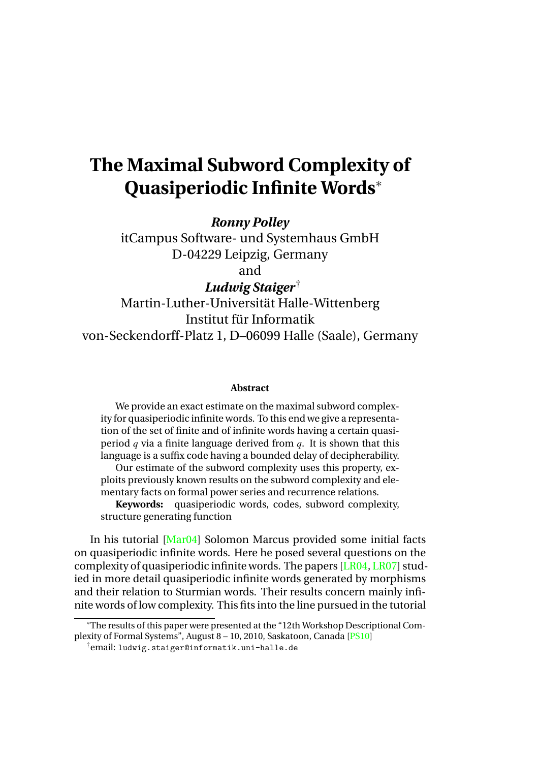# The Maximal Subword Complexity of Quasiperiodic Infinite Words*

***Ronny Polley***

itCampus Software- und Systemhaus GmbH
D-04229 Leipzig, Germany
and

***Ludwig Staiger***†

Martin-Luther-Universität Halle-Wittenberg
Institut für Informatik
von-Seckendorff-Platz 1, D–06099 Halle (Saale), Germany

**Abstract**

We provide an exact estimate on the maximal subword complexity for quasiperiodic infinite words. To this end we give a representation of the set of finite and of infinite words having a certain quasiperiod $q$ via a finite language derived from $q$. It is shown that this language is a suffix code having a bounded delay of decipherability.

Our estimate of the subword complexity uses this property, exploits previously known results on the subword complexity and elementary facts on formal power series and recurrence relations.

**Keywords:** quasiperiodic words, codes, subword complexity, structure generating function

In his tutorial [Mar04] Solomon Marcus provided some initial facts on quasiperiodic infinite words. Here he posed several questions on the complexity of quasiperiodic infinite words. The papers [LR04, LR07] studied in more detail quasiperiodic infinite words generated by morphisms and their relation to Sturmian words. Their results concern mainly infinite words of low complexity. This fits into the line pursued in the tutorial

---

*The results of this paper were presented at the "12th Workshop Descriptional Complexity of Formal Systems", August 8 – 10, 2010, Saskatoon, Canada [PS10]

†email: `ludwig.staiger@informatik.uni-halle.de`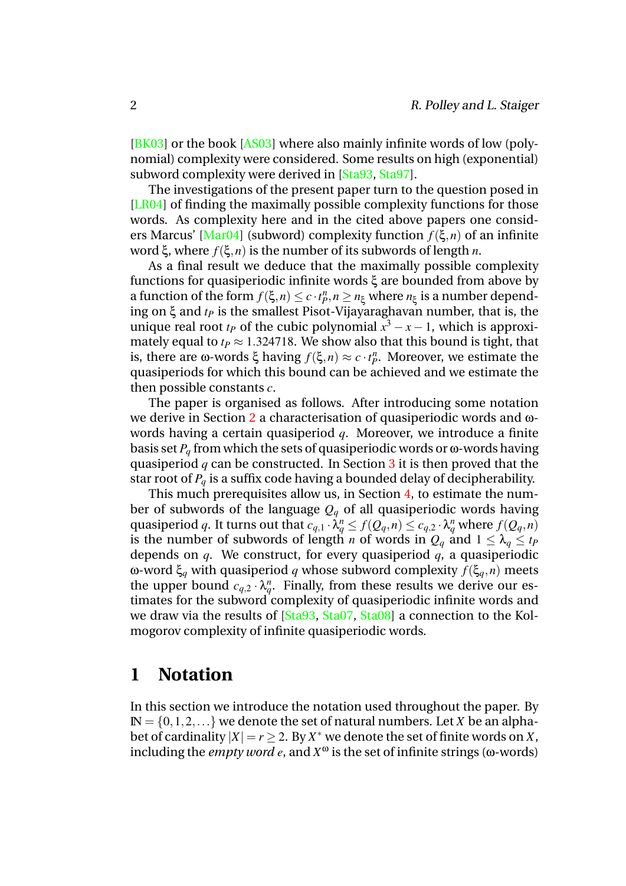[BK03] or the book [AS03] where also mainly infinite words of low (polynomial) complexity were considered. Some results on high (exponential) subword complexity were derived in [Sta93, Sta97].

The investigations of the present paper turn to the question posed in [LR04] of finding the maximally possible complexity functions for those words. As complexity here and in the cited above papers one considers Marcus' [Mar04] (subword) complexity function $f(\xi, n)$ of an infinite word $\xi$, where $f(\xi, n)$ is the number of its subwords of length $n$.

As a final result we deduce that the maximally possible complexity functions for quasiperiodic infinite words $\xi$ are bounded from above by a function of the form $f(\xi, n) \leq c \cdot t_P^n, n \geq n_\xi$ where $n_\xi$ is a number depending on $\xi$ and $t_P$ is the smallest Pisot-Vijayaraghavan number, that is, the unique real root $t_P$ of the cubic polynomial $x^3 - x - 1$, which is approximately equal to $t_P \approx 1.324718$. We show also that this bound is tight, that is, there are $\omega$-words $\xi$ having $f(\xi, n) \approx c \cdot t_P^n$. Moreover, we estimate the quasiperiods for which this bound can be achieved and we estimate the then possible constants $c$.

The paper is organised as follows. After introducing some notation we derive in Section 2 a characterisation of quasiperiodic words and $\omega$-words having a certain quasiperiod $q$. Moreover, we introduce a finite basis set $P_q$ from which the sets of quasiperiodic words or $\omega$-words having quasiperiod $q$ can be constructed. In Section 3 it is then proved that the star root of $P_q$ is a suffix code having a bounded delay of decipherability.

This much prerequisites allow us, in Section 4, to estimate the number of subwords of the language $Q_q$ of all quasiperiodic words having quasiperiod $q$. It turns out that $c_{q,1} \cdot \lambda_q^n \leq f(Q_q, n) \leq c_{q,2} \cdot \lambda_q^n$ where $f(Q_q, n)$ is the number of subwords of length $n$ of words in $Q_q$ and $1 \leq \lambda_q \leq t_P$ depends on $q$. We construct, for every quasiperiod $q$, a quasiperiodic $\omega$-word $\xi_q$ with quasiperiod $q$ whose subword complexity $f(\xi_q, n)$ meets the upper bound $c_{q,2} \cdot \lambda_q^n$. Finally, from these results we derive our estimates for the subword complexity of quasiperiodic infinite words and we draw via the results of [Sta93, Sta07, Sta08] a connection to the Kolmogorov complexity of infinite quasiperiodic words.

# 1 Notation

In this section we introduce the notation used throughout the paper. By $\mathbb{N} = \{0, 1, 2, \ldots\}$ we denote the set of natural numbers. Let $X$ be an alphabet of cardinality $|X| = r \geq 2$. By $X^*$ we denote the set of finite words on $X$, including the *empty word* $e$, and $X^\omega$ is the set of infinite strings ($\omega$-words)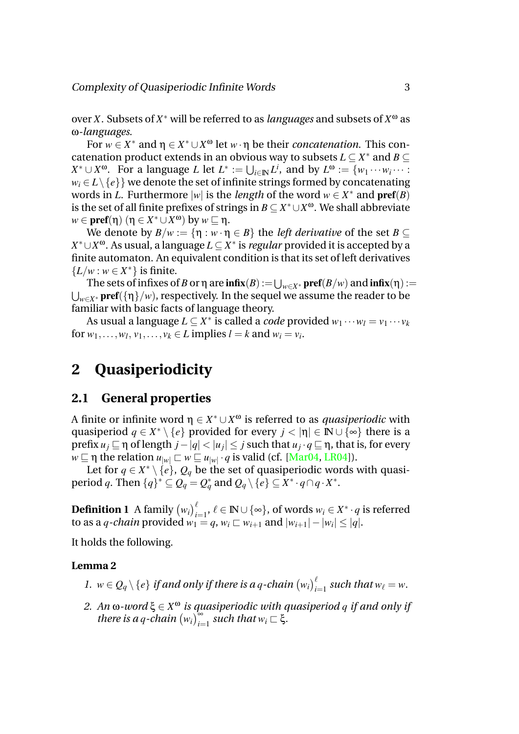over $X$. Subsets of $X^*$ will be referred to as *languages* and subsets of $X^\omega$ as $\omega$-*languages*.

For $w \in X^*$ and $\eta \in X^* \cup X^\omega$ let $w \cdot \eta$ be their *concatenation*. This concatenation product extends in an obvious way to subsets $L \subseteq X^*$ and $B \subseteq X^* \cup X^\omega$. For a language $L$ let $L^* := \bigcup_{i \in \mathbb{N}} L^i$, and by $L^\omega := \{w_1 \cdots w_i \cdots : w_i \in L \setminus \{e\}\}$ we denote the set of infinite strings formed by concatenating words in $L$. Furthermore $|w|$ is the *length* of the word $w \in X^*$ and $\mathbf{pref}(B)$ is the set of all finite prefixes of strings in $B \subseteq X^* \cup X^\omega$. We shall abbreviate $w \in \mathbf{pref}(\eta)$ ($\eta \in X^* \cup X^\omega$) by $w \sqsubseteq \eta$.

We denote by $B/w := \{\eta : w \cdot \eta \in B\}$ the *left derivative* of the set $B \subseteq X^* \cup X^\omega$. As usual, a language $L \subseteq X^*$ is *regular* provided it is accepted by a finite automaton. An equivalent condition is that its set of left derivatives $\{L/w : w \in X^*\}$ is finite.

The sets of infixes of $B$ or $\eta$ are $\mathbf{infix}(B) := \bigcup_{w \in X^*} \mathbf{pref}(B/w)$ and $\mathbf{infix}(\eta) := \bigcup_{w \in X^*} \mathbf{pref}(\{\eta\}/w)$, respectively. In the sequel we assume the reader to be familiar with basic facts of language theory.

As usual a language $L \subseteq X^*$ is called a *code* provided $w_1 \cdots w_l = v_1 \cdots v_k$ for $w_1, \ldots, w_l, v_1, \ldots, v_k \in L$ implies $l = k$ and $w_i = v_i$.

# 2 Quasiperiodicity

## 2.1 General properties

A finite or infinite word $\eta \in X^* \cup X^\omega$ is referred to as *quasiperiodic* with quasiperiod $q \in X^* \setminus \{e\}$ provided for every $j < |\eta| \in \mathbb{N} \cup \{\infty\}$ there is a prefix $u_j \sqsubseteq \eta$ of length $j - |q| < |u_j| \leq j$ such that $u_j \cdot q \sqsubseteq \eta$, that is, for every $w \sqsubseteq \eta$ the relation $u_{|w|} \sqsubset w \sqsubseteq u_{|w|} \cdot q$ is valid (cf. [Mar04, LR04]).

Let for $q \in X^* \setminus \{e\}$, $Q_q$ be the set of quasiperiodic words with quasiperiod $q$. Then $\{q\}^* \subseteq Q_q = Q_q^*$ and $Q_q \setminus \{e\} \subseteq X^* \cdot q \cap q \cdot X^*$.

**Definition 1** A family $(w_i)_{i=1}^{\ell}$, $\ell \in \mathbb{N} \cup \{\infty\}$, of words $w_i \in X^* \cdot q$ is referred to as a $q$-*chain* provided $w_1 = q$, $w_i \sqsubset w_{i+1}$ and $|w_{i+1}| - |w_i| \leq |q|$.

It holds the following.

**Lemma 2**

1. *$w \in Q_q \setminus \{e\}$ if and only if there is a $q$-chain $(w_i)_{i=1}^{\ell}$ such that $w_\ell = w$.*
2. *An $\omega$-word $\xi \in X^\omega$ is quasiperiodic with quasiperiod $q$ if and only if there is a $q$-chain $(w_i)_{i=1}^{\infty}$ such that $w_i \sqsubset \xi$.*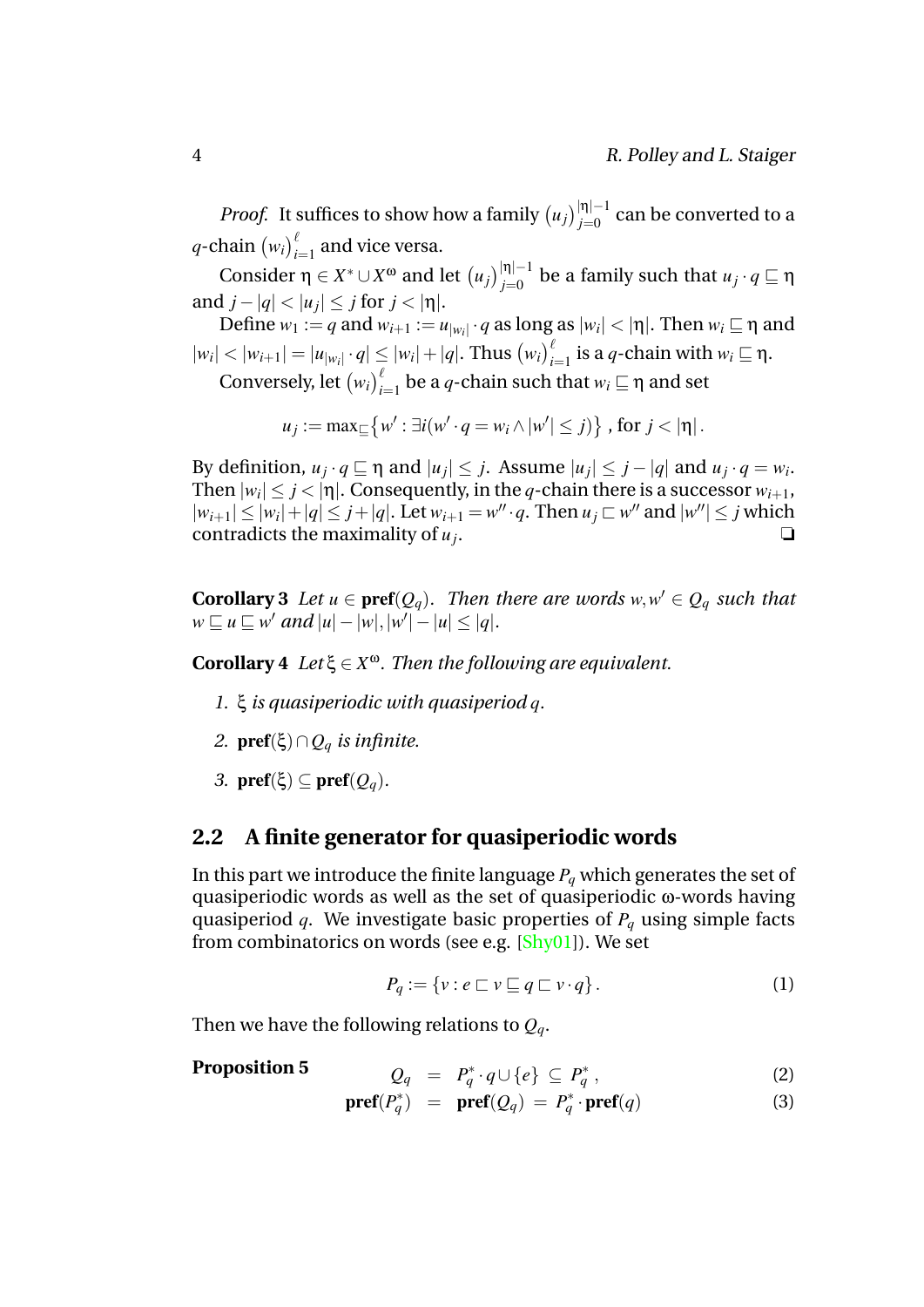*Proof.* It suffices to show how a family $\left(u_j\right)_{j=0}^{|\eta|-1}$ can be converted to a $q$-chain $\left(w_i\right)_{i=1}^{\ell}$ and vice versa.

Consider $\eta \in X^* \cup X^\omega$ and let $\left(u_j\right)_{j=0}^{|\eta|-1}$ be a family such that $u_j \cdot q \sqsubseteq \eta$ and $j - |q| < |u_j| \leq j$ for $j < |\eta|$.

Define $w_1 := q$ and $w_{i+1} := u_{|w_i|} \cdot q$ as long as $|w_i| < |\eta|$. Then $w_i \sqsubseteq \eta$ and $|w_i| < |w_{i+1}| = |u_{|w_i|} \cdot q| \leq |w_i| + |q|$. Thus $\left(w_i\right)_{i=1}^{\ell}$ is a $q$-chain with $w_i \sqsubseteq \eta$.

Conversely, let $\left(w_i\right)_{i=1}^{\ell}$ be a $q$-chain such that $w_i \sqsubseteq \eta$ and set

$$u_j := \max\nolimits_{\sqsubseteq}\left\{w' : \exists i (w' \cdot q = w_i \wedge |w'| \leq j)\right\}, \text{ for } j < |\eta|.$$

By definition, $u_j \cdot q \sqsubseteq \eta$ and $|u_j| \leq j$. Assume $|u_j| \leq j - |q|$ and $u_j \cdot q = w_i$. Then $|w_i| \leq j < |\eta|$. Consequently, in the $q$-chain there is a successor $w_{i+1}$, $|w_{i+1}| \leq |w_i| + |q| \leq j + |q|$. Let $w_{i+1} = w'' \cdot q$. Then $u_j \sqsubset w''$ and $|w''| \leq j$ which contradicts the maximality of $u_j$. ❑

**Corollary 3** *Let $u \in \mathbf{pref}(Q_q)$. Then there are words $w, w' \in Q_q$ such that $w \sqsubseteq u \sqsubseteq w'$ and $|u| - |w|, |w'| - |u| \leq |q|$.*

**Corollary 4** *Let $\xi \in X^\omega$. Then the following are equivalent.*

1. *$\xi$ is quasiperiodic with quasiperiod $q$.*
2. *$\mathbf{pref}(\xi) \cap Q_q$ is infinite.*
3. *$\mathbf{pref}(\xi) \subseteq \mathbf{pref}(Q_q)$.*

## 2.2 A finite generator for quasiperiodic words

In this part we introduce the finite language $P_q$ which generates the set of quasiperiodic words as well as the set of quasiperiodic ω-words having quasiperiod $q$. We investigate basic properties of $P_q$ using simple facts from combinatorics on words (see e.g. [Shy01]). We set

$$P_q := \{v : e \sqsubset v \sqsubseteq q \sqsubset v \cdot q\}. \tag{1}$$

Then we have the following relations to $Q_q$.

**Proposition 5**

$$Q_q = P_q^* \cdot q \cup \{e\} \subseteq P_q^*, \tag{2}$$

$$\mathbf{pref}(P_q^*) = \mathbf{pref}(Q_q) = P_q^* \cdot \mathbf{pref}(q) \tag{3}$$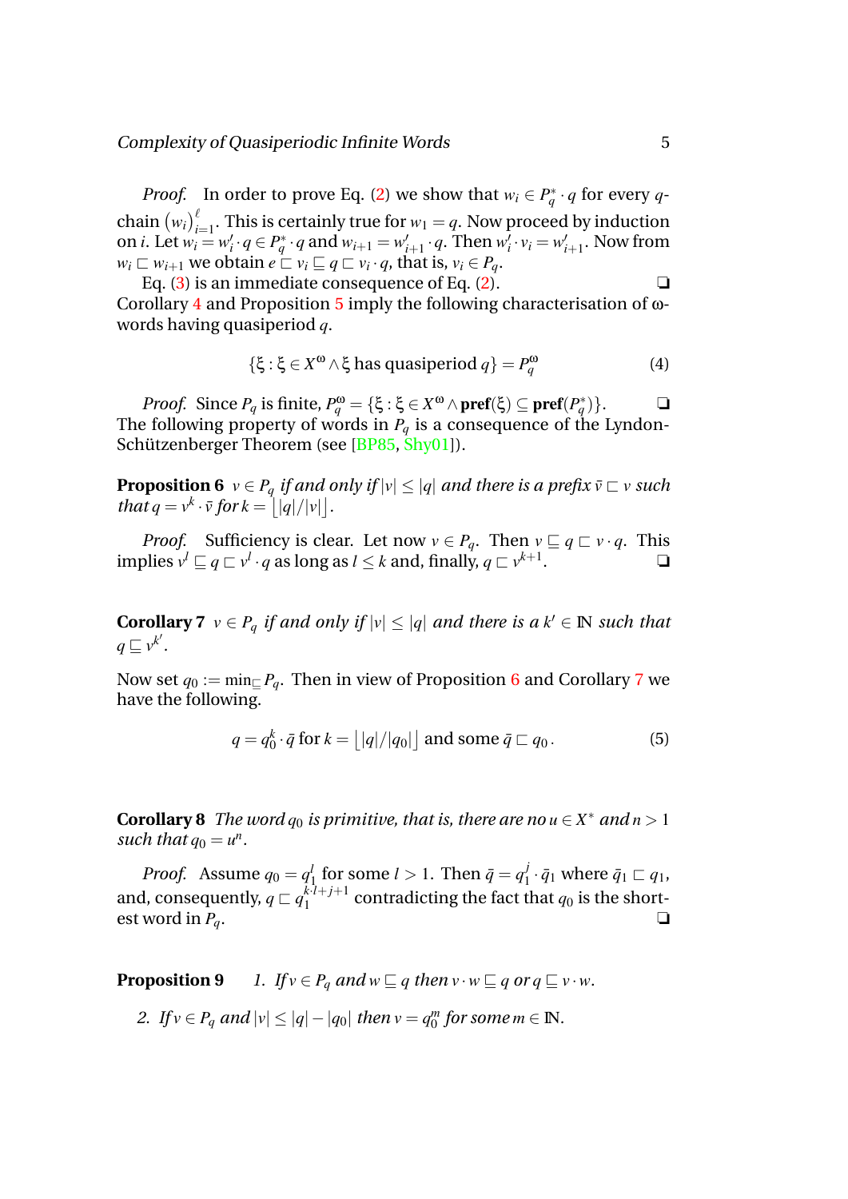*Proof.* In order to prove Eq. (2) we show that $w_i \in P_q^* \cdot q$ for every $q$-chain $(w_i)_{i=1}^{\ell}$. This is certainly true for $w_1 = q$. Now proceed by induction on $i$. Let $w_i = w_i' \cdot q \in P_q^* \cdot q$ and $w_{i+1} = w_{i+1}' \cdot q$. Then $w_i' \cdot v_i = w_{i+1}'$. Now from $w_i \sqsubset w_{i+1}$ we obtain $e \sqsubset v_i \sqsubseteq q \sqsubset v_i \cdot q$, that is, $v_i \in P_q$.

Eq. (3) is an immediate consequence of Eq. (2). ❑

Corollary 4 and Proposition 5 imply the following characterisation of ω-words having quasiperiod $q$.

$$\{\xi : \xi \in X^\omega \wedge \xi \text{ has quasiperiod } q\} = P_q^\omega \tag{4}$$

*Proof.* Since $P_q$ is finite, $P_q^\omega = \{\xi : \xi \in X^\omega \wedge \mathbf{pref}(\xi) \subseteq \mathbf{pref}(P_q^*)\}$. ❑

The following property of words in $P_q$ is a consequence of the Lyndon-Schützenberger Theorem (see [BP85, Shy01]).

**Proposition 6** *$v \in P_q$ if and only if $|v| \leq |q|$ and there is a prefix $\bar{v} \sqsubset v$ such that $q = v^k \cdot \bar{v}$ for $k = \lfloor |q|/|v| \rfloor$.*

*Proof.* Sufficiency is clear. Let now $v \in P_q$. Then $v \sqsubseteq q \sqsubset v \cdot q$. This implies $v^l \sqsubseteq q \sqsubset v^l \cdot q$ as long as $l \leq k$ and, finally, $q \sqsubset v^{k+1}$. ❑

**Corollary 7** *$v \in P_q$ if and only if $|v| \leq |q|$ and there is a $k' \in \mathbb{N}$ such that $q \sqsubseteq v^{k'}$.*

Now set $q_0 := \min_{\sqsubseteq} P_q$. Then in view of Proposition 6 and Corollary 7 we have the following.

$$q = q_0^k \cdot \bar{q} \text{ for } k = \lfloor |q|/|q_0| \rfloor \text{ and some } \bar{q} \sqsubset q_0\,. \tag{5}$$

**Corollary 8** *The word $q_0$ is primitive, that is, there are no $u \in X^*$ and $n > 1$ such that $q_0 = u^n$.*

*Proof.* Assume $q_0 = q_1^l$ for some $l > 1$. Then $\bar{q} = q_1^j \cdot \bar{q}_1$ where $\bar{q}_1 \sqsubset q_1$, and, consequently, $q \sqsubset q_1^{k \cdot l + j + 1}$ contradicting the fact that $q_0$ is the shortest word in $P_q$. ❑

**Proposition 9** 1. *If $v \in P_q$ and $w \sqsubseteq q$ then $v \cdot w \sqsubseteq q$ or $q \sqsubseteq v \cdot w$.*

2. *If $v \in P_q$ and $|v| \leq |q| - |q_0|$ then $v = q_0^m$ for some $m \in \mathbb{N}$.*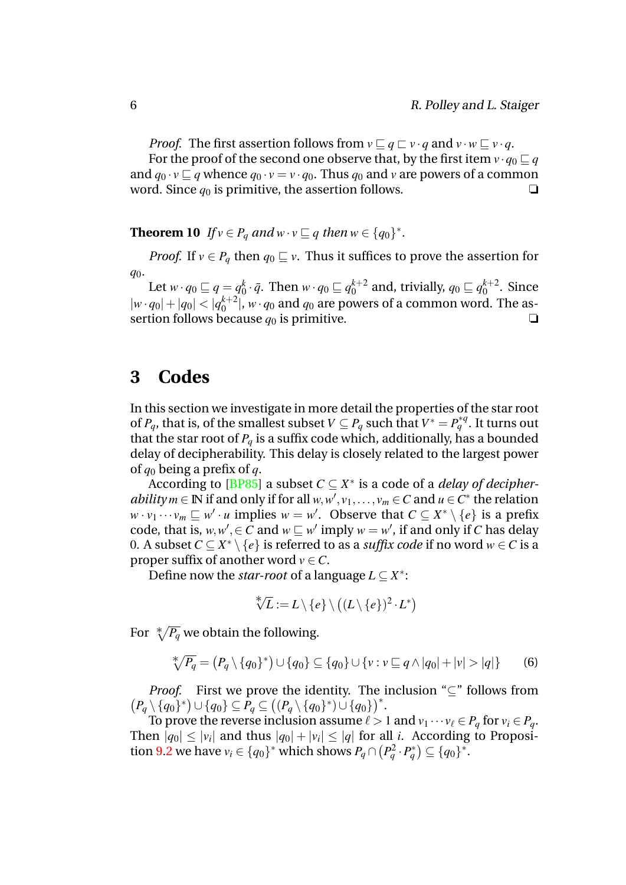*Proof.* The first assertion follows from $v \sqsubseteq q \sqsubset v \cdot q$ and $v \cdot w \sqsubseteq v \cdot q$.

For the proof of the second one observe that, by the first item $v \cdot q_0 \sqsubseteq q$ and $q_0 \cdot v \sqsubseteq q$ whence $q_0 \cdot v = v \cdot q_0$. Thus $q_0$ and $v$ are powers of a common word. Since $q_0$ is primitive, the assertion follows. ❑

**Theorem 10** *If $v \in P_q$ and $w \cdot v \sqsubseteq q$ then $w \in \{q_0\}^*$.*

*Proof.* If $v \in P_q$ then $q_0 \sqsubseteq v$. Thus it suffices to prove the assertion for $q_0$.

Let $w \cdot q_0 \sqsubseteq q = q_0^k \cdot \bar{q}$. Then $w \cdot q_0 \sqsubseteq q_0^{k+2}$ and, trivially, $q_0 \sqsubseteq q_0^{k+2}$. Since $|w \cdot q_0| + |q_0| < |q_0^{k+2}|$, $w \cdot q_0$ and $q_0$ are powers of a common word. The assertion follows because $q_0$ is primitive. ❑

## 3 Codes

In this section we investigate in more detail the properties of the star root of $P_q$, that is, of the smallest subset $V \subseteq P_q$ such that $V^* = P_q^{*q}$. It turns out that the star root of $P_q$ is a suffix code which, additionally, has a bounded delay of decipherability. This delay is closely related to the largest power of $q_0$ being a prefix of $q$.

According to [BP85] a subset $C \subseteq X^*$ is a code of a *delay of decipherability* $m \in \mathbb{N}$ if and only if for all $w, w', v_1, \ldots, v_m \in C$ and $u \in C^*$ the relation $w \cdot v_1 \cdots v_m \sqsubseteq w' \cdot u$ implies $w = w'$. Observe that $C \subseteq X^* \setminus \{e\}$ is a prefix code, that is, $w, w', \in C$ and $w \sqsubseteq w'$ imply $w = w'$, if and only if $C$ has delay 0. A subset $C \subseteq X^* \setminus \{e\}$ is referred to as a *suffix code* if no word $w \in C$ is a proper suffix of another word $v \in C$.

Define now the *star-root* of a language $L \subseteq X^*$:

$$\sqrt[*]{L} := L \setminus \{e\} \setminus \left((L \setminus \{e\})^2 \cdot L^*\right)$$

For $\sqrt[*]{P_q}$ we obtain the following.

$$\sqrt[*]{P_q} = \left(P_q \setminus \{q_0\}^*\right) \cup \{q_0\} \subseteq \{q_0\} \cup \{v : v \sqsubseteq q \wedge |q_0| + |v| > |q|\} \tag{6}$$

*Proof.* First we prove the identity. The inclusion "$\subseteq$" follows from $\left(P_q \setminus \{q_0\}^*\right) \cup \{q_0\} \subseteq P_q \subseteq \left((P_q \setminus \{q_0\}^*) \cup \{q_0\}\right)^*$.

To prove the reverse inclusion assume $\ell > 1$ and $v_1 \cdots v_\ell \in P_q$ for $v_i \in P_q$. Then $|q_0| \leq |v_i|$ and thus $|q_0| + |v_i| \leq |q|$ for all $i$. According to Proposition 9.2 we have $v_i \in \{q_0\}^*$ which shows $P_q \cap \left(P_q^2 \cdot P_q^*\right) \subseteq \{q_0\}^*$.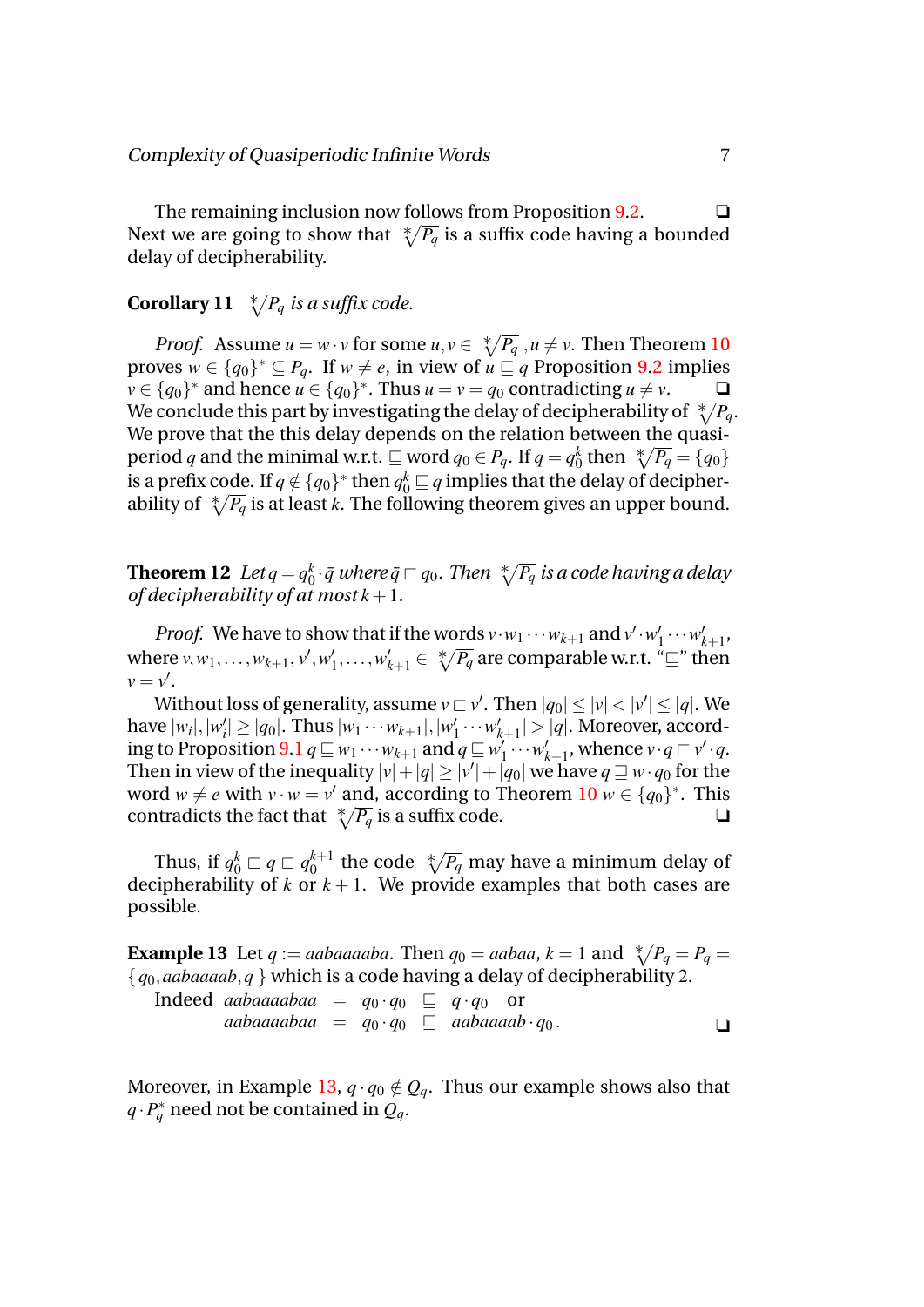The remaining inclusion now follows from Proposition 9.2. ❏

Next we are going to show that $\sqrt[*]{P_q}$ is a suffix code having a bounded delay of decipherability.

**Corollary 11** *$\sqrt[*]{P_q}$ is a suffix code.*

*Proof.* Assume $u = w \cdot v$ for some $u, v \in \sqrt[*]{P_q}$, $u \neq v$. Then Theorem 10 proves $w \in \{q_0\}^* \subseteq P_q$. If $w \neq e$, in view of $u \sqsubseteq q$ Proposition 9.2 implies $v \in \{q_0\}^*$ and hence $u \in \{q_0\}^*$. Thus $u = v = q_0$ contradicting $u \neq v$. ❏

We conclude this part by investigating the delay of decipherability of $\sqrt[*]{P_q}$. We prove that the this delay depends on the relation between the quasiperiod $q$ and the minimal w.r.t. $\sqsubseteq$ word $q_0 \in P_q$. If $q = q_0^k$ then $\sqrt[*]{P_q} = \{q_0\}$ is a prefix code. If $q \notin \{q_0\}^*$ then $q_0^k \sqsubseteq q$ implies that the delay of decipherability of $\sqrt[*]{P_q}$ is at least $k$. The following theorem gives an upper bound.

**Theorem 12** *Let $q = q_0^k \cdot \bar{q}$ where $\bar{q} \sqsubset q_0$. Then $\sqrt[*]{P_q}$ is a code having a delay of decipherability of at most $k+1$.*

*Proof.* We have to show that if the words $v \cdot w_1 \cdots w_{k+1}$ and $v' \cdot w'_1 \cdots w'_{k+1}$, where $v, w_1, \ldots, w_{k+1}, v', w'_1, \ldots, w'_{k+1} \in \sqrt[*]{P_q}$ are comparable w.r.t. "$\sqsubseteq$" then $v = v'$.

Without loss of generality, assume $v \sqsubset v'$. Then $|q_0| \leq |v| < |v'| \leq |q|$. We have $|w_i|, |w'_i| \geq |q_0|$. Thus $|w_1 \cdots w_{k+1}|, |w'_1 \cdots w'_{k+1}| > |q|$. Moreover, according to Proposition 9.1 $q \sqsubseteq w_1 \cdots w_{k+1}$ and $q \sqsubseteq w'_1 \cdots w'_{k+1}$, whence $v \cdot q \sqsubset v' \cdot q$. Then in view of the inequality $|v| + |q| \geq |v'| + |q_0|$ we have $q \sqsupseteq w \cdot q_0$ for the word $w \neq e$ with $v \cdot w = v'$ and, according to Theorem 10 $w \in \{q_0\}^*$. This contradicts the fact that $\sqrt[*]{P_q}$ is a suffix code. ❏

Thus, if $q_0^k \sqsubset q \sqsubset q_0^{k+1}$ the code $\sqrt[*]{P_q}$ may have a minimum delay of decipherability of $k$ or $k+1$. We provide examples that both cases are possible.

**Example 13** Let $q := aabaaaaba$. Then $q_0 = aabaa$, $k = 1$ and $\sqrt[*]{P_q} = P_q = \{\, q_0, aabaaaab, q \,\}$ which is a code having a delay of decipherability 2.

Indeed
$$aabaaaabaa = q_0 \cdot q_0 \sqsubseteq q \cdot q_0 \quad \text{or}$$
$$aabaaaabaa = q_0 \cdot q_0 \sqsubseteq aabaaaab \cdot q_0 \,.$$
❏

Moreover, in Example 13, $q \cdot q_0 \notin Q_q$. Thus our example shows also that $q \cdot P_q^*$ need not be contained in $Q_q$.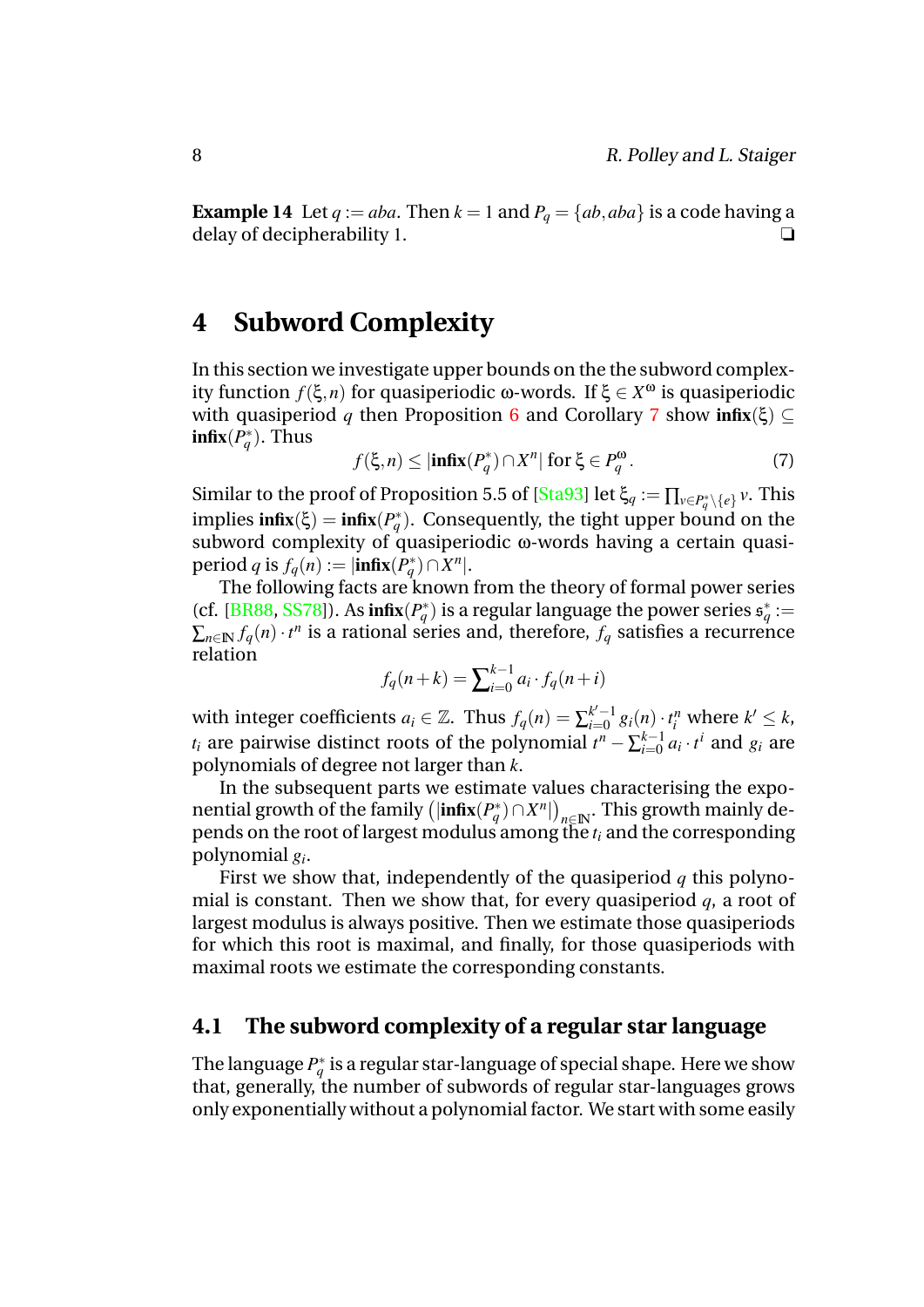**Example 14** Let $q := aba$. Then $k = 1$ and $P_q = \{ab, aba\}$ is a code having a delay of decipherability 1. ❏

# 4 Subword Complexity

In this section we investigate upper bounds on the the subword complexity function $f(\xi, n)$ for quasiperiodic ω-words. If $\xi \in X^\omega$ is quasiperiodic with quasiperiod $q$ then Proposition 6 and Corollary 7 show $\mathbf{infix}(\xi) \subseteq \mathbf{infix}(P_q^*)$. Thus

$$f(\xi, n) \leq |\mathbf{infix}(P_q^*) \cap X^n| \text{ for } \xi \in P_q^\omega . \tag{7}$$

Similar to the proof of Proposition 5.5 of [Sta93] let $\xi_q := \prod_{v \in P_q^* \setminus \{e\}} v$. This implies $\mathbf{infix}(\xi) = \mathbf{infix}(P_q^*)$. Consequently, the tight upper bound on the subword complexity of quasiperiodic ω-words having a certain quasiperiod $q$ is $f_q(n) := |\mathbf{infix}(P_q^*) \cap X^n|$.

The following facts are known from the theory of formal power series (cf. [BR88, SS78]). As $\mathbf{infix}(P_q^*)$ is a regular language the power series $\mathfrak{s}_q^* := \sum_{n \in \mathbb{N}} f_q(n) \cdot t^n$ is a rational series and, therefore, $f_q$ satisfies a recurrence relation

$$f_q(n+k) = \sum_{i=0}^{k-1} a_i \cdot f_q(n+i)$$

with integer coefficients $a_i \in \mathbb{Z}$. Thus $f_q(n) = \sum_{i=0}^{k'-1} g_i(n) \cdot t_i^n$ where $k' \leq k$, $t_i$ are pairwise distinct roots of the polynomial $t^n - \sum_{i=0}^{k-1} a_i \cdot t^i$ and $g_i$ are polynomials of degree not larger than $k$.

In the subsequent parts we estimate values characterising the exponential growth of the family $\left(|\mathbf{infix}(P_q^*) \cap X^n|\right)_{n \in \mathbb{N}}$. This growth mainly depends on the root of largest modulus among the $t_i$ and the corresponding polynomial $g_i$.

First we show that, independently of the quasiperiod $q$ this polynomial is constant. Then we show that, for every quasiperiod $q$, a root of largest modulus is always positive. Then we estimate those quasiperiods for which this root is maximal, and finally, for those quasiperiods with maximal roots we estimate the corresponding constants.

## 4.1 The subword complexity of a regular star language

The language $P_q^*$ is a regular star-language of special shape. Here we show that, generally, the number of subwords of regular star-languages grows only exponentially without a polynomial factor. We start with some easily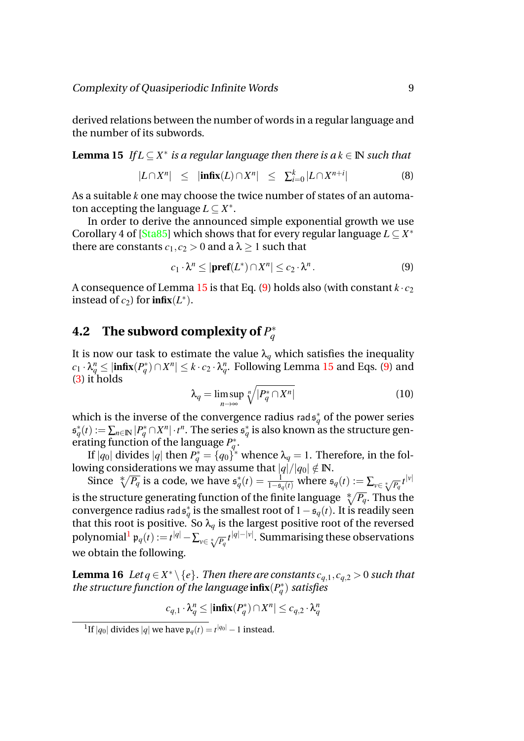derived relations between the number of words in a regular language and the number of its subwords.

**Lemma 15** *If $L \subseteq X^*$ is a regular language then there is a $k \in \mathbb{N}$ such that*

$$|L \cap X^n| \quad \leq \quad |\mathbf{infix}(L) \cap X^n| \quad \leq \quad \textstyle\sum_{i=0}^{k} |L \cap X^{n+i}| \tag{8}$$

As a suitable $k$ one may choose the twice number of states of an automaton accepting the language $L \subseteq X^*$.

In order to derive the announced simple exponential growth we use Corollary 4 of [Sta85] which shows that for every regular language $L \subseteq X^*$ there are constants $c_1, c_2 > 0$ and a $\lambda \geq 1$ such that

$$c_1 \cdot \lambda^n \leq |\mathbf{pref}(L^*) \cap X^n| \leq c_2 \cdot \lambda^n \,. \tag{9}$$

A consequence of Lemma 15 is that Eq. (9) holds also (with constant $k \cdot c_2$ instead of $c_2$) for $\mathbf{infix}(L^*)$.

## 4.2 The subword complexity of $P_q^*$

It is now our task to estimate the value $\lambda_q$ which satisfies the inequality $c_1 \cdot \lambda_q^n \leq |\mathbf{infix}(P_q^*) \cap X^n| \leq k \cdot c_2 \cdot \lambda_q^n$. Following Lemma 15 and Eqs. (9) and (3) it holds

$$\lambda_q = \limsup_{n \to \infty} \sqrt[n]{|P_q^* \cap X^n|} \tag{10}$$

which is the inverse of the convergence radius $\mathsf{rad}\,\mathfrak{s}_q^*$ of the power series $\mathfrak{s}_q^*(t) := \sum_{n \in \mathbb{N}} |P_q^* \cap X^n| \cdot t^n$. The series $\mathfrak{s}_q^*$ is also known as the structure generating function of the language $P_q^*$.

If $|q_0|$ divides $|q|$ then $P_q^* = \{q_0\}^*$ whence $\lambda_q = 1$. Therefore, in the following considerations we may assume that $|q|/|q_0| \notin \mathbb{N}$.

Since $\sqrt[*]{P_q}$ is a code, we have $\mathfrak{s}_q^*(t) = \frac{1}{1 - \mathfrak{s}_q(t)}$ where $\mathfrak{s}_q(t) := \sum_{v \in \sqrt[*]{P_q}} t^{|v|}$ is the structure generating function of the finite language $\sqrt[*]{P_q}$. Thus the convergence radius $\mathsf{rad}\,\mathfrak{s}_q^*$ is the smallest root of $1 - \mathfrak{s}_q(t)$. It is readily seen that this root is positive. So $\lambda_q$ is the largest positive root of the reversed polynomial[1] $\mathfrak{p}_q(t) := t^{|q|} - \sum_{v \in \sqrt[*]{P_q}} t^{|q| - |v|}$. Summarising these observations we obtain the following.

**Lemma 16** *Let $q \in X^* \setminus \{e\}$. Then there are constants $c_{q,1}, c_{q,2} > 0$ such that the structure function of the language $\mathbf{infix}(P_q^*)$ satisfies*

$$c_{q,1} \cdot \lambda_q^n \leq |\mathbf{infix}(P_q^*) \cap X^n| \leq c_{q,2} \cdot \lambda_q^n$$

[1] If $|q_0|$ divides $|q|$ we have $\mathfrak{p}_q(t) = t^{|q_0|} - 1$ instead.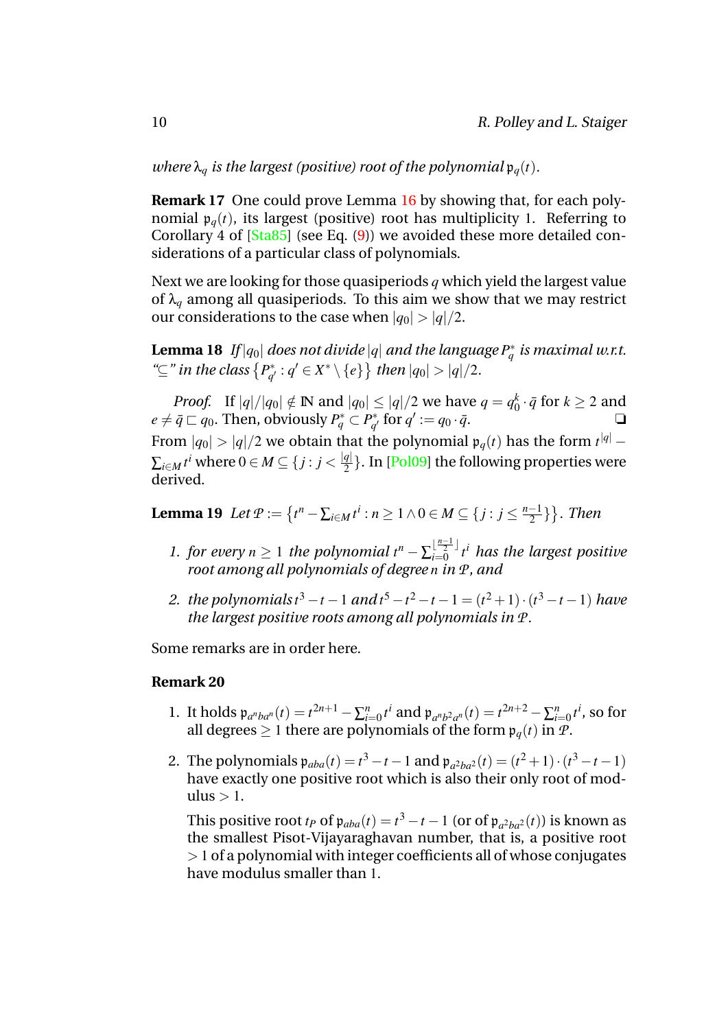*where $\lambda_q$ is the largest (positive) root of the polynomial $\mathfrak{p}_q(t)$.*

**Remark 17** One could prove Lemma 16 by showing that, for each polynomial $\mathfrak{p}_q(t)$, its largest (positive) root has multiplicity 1. Referring to Corollary 4 of [Sta85] (see Eq. (9)) we avoided these more detailed considerations of a particular class of polynomials.

Next we are looking for those quasiperiods $q$ which yield the largest value of $\lambda_q$ among all quasiperiods. To this aim we show that we may restrict our considerations to the case when $|q_0| > |q|/2$.

**Lemma 18** *If $|q_0|$ does not divide $|q|$ and the language $P_q^*$ is maximal w.r.t. "$\subseteq$" in the class $\{P_{q'}^* : q' \in X^* \setminus \{e\}\}$ then $|q_0| > |q|/2$.*

*Proof.* If $|q|/|q_0| \notin \mathbb{N}$ and $|q_0| \leq |q|/2$ we have $q = q_0^k \cdot \bar{q}$ for $k \geq 2$ and $e \neq \bar{q} \sqsubset q_0$. Then, obviously $P_q^* \subset P_{q'}^*$ for $q' := q_0 \cdot \bar{q}$. ❑

From $|q_0| > |q|/2$ we obtain that the polynomial $\mathfrak{p}_q(t)$ has the form $t^{|q|} - \sum_{i \in M} t^i$ where $0 \in M \subseteq \{j : j < \frac{|q|}{2}\}$. In [Pol09] the following properties were derived.

**Lemma 19** *Let $\mathcal{P} := \{t^n - \sum_{i \in M} t^i : n \geq 1 \wedge 0 \in M \subseteq \{j : j \leq \frac{n-1}{2}\}\}$. Then*

1. *for every $n \geq 1$ the polynomial $t^n - \sum_{i=0}^{\lfloor \frac{n-1}{2} \rfloor} t^i$ has the largest positive root among all polynomials of degree $n$ in $\mathcal{P}$, and*
2. *the polynomials $t^3 - t - 1$ and $t^5 - t^2 - t - 1 = (t^2+1) \cdot (t^3 - t - 1)$ have the largest positive roots among all polynomials in $\mathcal{P}$.*

Some remarks are in order here.

**Remark 20**

1. It holds $\mathfrak{p}_{a^n b a^n}(t) = t^{2n+1} - \sum_{i=0}^{n} t^i$ and $\mathfrak{p}_{a^n b^2 a^n}(t) = t^{2n+2} - \sum_{i=0}^{n} t^i$, so for all degrees $\geq 1$ there are polynomials of the form $\mathfrak{p}_q(t)$ in $\mathcal{P}$.
2. The polynomials $\mathfrak{p}_{aba}(t) = t^3 - t - 1$ and $\mathfrak{p}_{a^2 b a^2}(t) = (t^2+1) \cdot (t^3 - t - 1)$ have exactly one positive root which is also their only root of modulus $> 1$.

   This positive root $t_P$ of $\mathfrak{p}_{aba}(t) = t^3 - t - 1$ (or of $\mathfrak{p}_{a^2 b a^2}(t)$) is known as the smallest Pisot-Vijayaraghavan number, that is, a positive root $> 1$ of a polynomial with integer coefficients all of whose conjugates have modulus smaller than 1.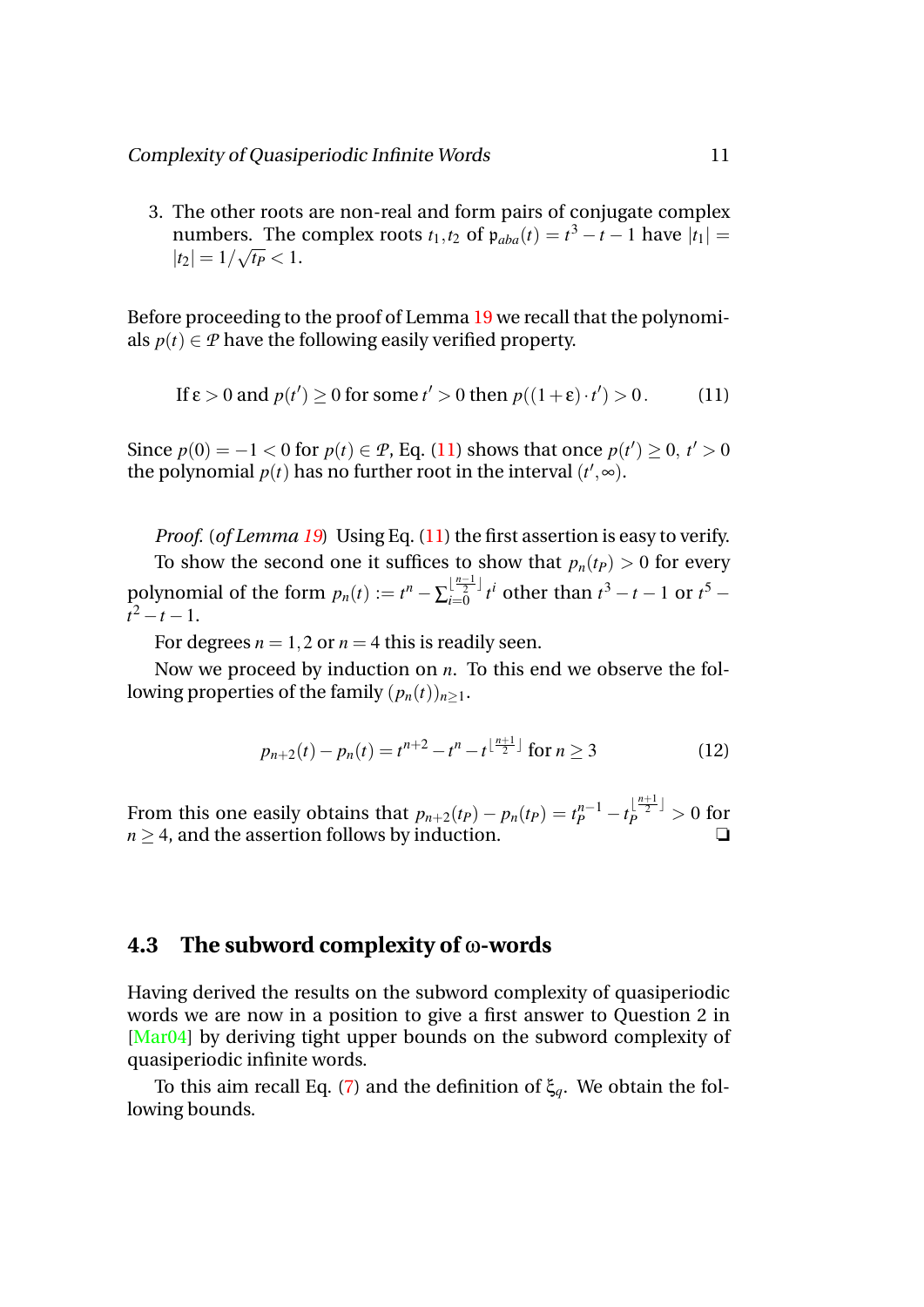3. The other roots are non-real and form pairs of conjugate complex numbers. The complex roots $t_1, t_2$ of $\mathfrak{p}_{aba}(t) = t^3 - t - 1$ have $|t_1| = |t_2| = 1/\sqrt{t_P} < 1$.

Before proceeding to the proof of Lemma 19 we recall that the polynomials $p(t) \in \mathcal{P}$ have the following easily verified property.

$$\text{If } \varepsilon > 0 \text{ and } p(t') \geq 0 \text{ for some } t' > 0 \text{ then } p((1+\varepsilon)\cdot t') > 0\,. \tag{11}$$

Since $p(0) = -1 < 0$ for $p(t) \in \mathcal{P}$, Eq. (11) shows that once $p(t') \geq 0,\ t' > 0$ the polynomial $p(t)$ has no further root in the interval $(t', \infty)$.

*Proof.* (*of Lemma 19*) Using Eq. (11) the first assertion is easy to verify.

To show the second one it suffices to show that $p_n(t_P) > 0$ for every polynomial of the form $p_n(t) := t^n - \sum_{i=0}^{\lfloor \frac{n-1}{2} \rfloor} t^i$ other than $t^3 - t - 1$ or $t^5 - t^2 - t - 1$.

For degrees $n = 1, 2$ or $n = 4$ this is readily seen.

Now we proceed by induction on $n$. To this end we observe the following properties of the family $(p_n(t))_{n \geq 1}$.

$$p_{n+2}(t) - p_n(t) = t^{n+2} - t^n - t^{\lfloor \frac{n+1}{2} \rfloor} \text{ for } n \geq 3 \tag{12}$$

From this one easily obtains that $p_{n+2}(t_P) - p_n(t_P) = t_P^{n-1} - t_P^{\lfloor \frac{n+1}{2} \rfloor} > 0$ for $n \geq 4$, and the assertion follows by induction. ❑

### 4.3 The subword complexity of ω-words

Having derived the results on the subword complexity of quasiperiodic words we are now in a position to give a first answer to Question 2 in [Mar04] by deriving tight upper bounds on the subword complexity of quasiperiodic infinite words.

To this aim recall Eq. (7) and the definition of $\xi_q$. We obtain the following bounds.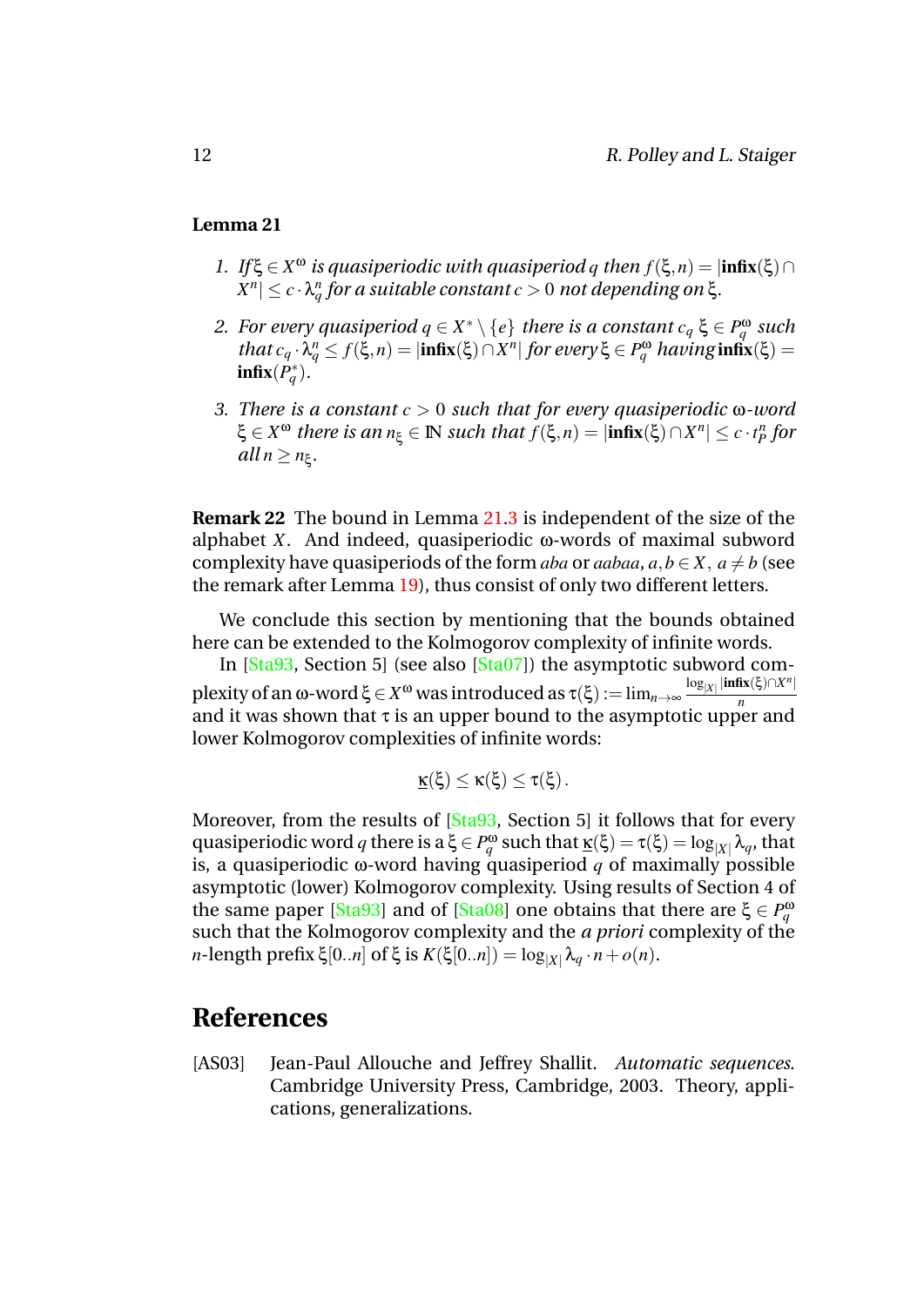**Lemma 21**

1. *If $\xi \in X^\omega$ is quasiperiodic with quasiperiod $q$ then $f(\xi, n) = |\mathbf{infix}(\xi) \cap X^n| \leq c \cdot \lambda_q^n$ for a suitable constant $c > 0$ not depending on $\xi$.*

2. *For every quasiperiod $q \in X^* \setminus \{e\}$ there is a constant $c_q$ $\xi \in P_q^\omega$ such that $c_q \cdot \lambda_q^n \leq f(\xi, n) = |\mathbf{infix}(\xi) \cap X^n|$ for every $\xi \in P_q^\omega$ having $\mathbf{infix}(\xi) = \mathbf{infix}(P_q^*)$.*

3. *There is a constant $c > 0$ such that for every quasiperiodic $\omega$-word $\xi \in X^\omega$ there is an $n_\xi \in \mathbb{N}$ such that $f(\xi, n) = |\mathbf{infix}(\xi) \cap X^n| \leq c \cdot t_P^n$ for all $n \geq n_\xi$.*

**Remark 22** The bound in Lemma 21.3 is independent of the size of the alphabet $X$. And indeed, quasiperiodic $\omega$-words of maximal subword complexity have quasiperiods of the form $aba$ or $aabaa$, $a, b \in X$, $a \neq b$ (see the remark after Lemma 19), thus consist of only two different letters.

We conclude this section by mentioning that the bounds obtained here can be extended to the Kolmogorov complexity of infinite words.

In [Sta93, Section 5] (see also [Sta07]) the asymptotic subword complexity of an $\omega$-word $\xi \in X^\omega$ was introduced as $\tau(\xi) := \lim_{n\to\infty} \frac{\log_{|X|} |\mathbf{infix}(\xi) \cap X^n|}{n}$ and it was shown that $\tau$ is an upper bound to the asymptotic upper and lower Kolmogorov complexities of infinite words:

$$\underline{\kappa}(\xi) \leq \kappa(\xi) \leq \tau(\xi).$$

Moreover, from the results of [Sta93, Section 5] it follows that for every quasiperiodic word $q$ there is a $\xi \in P_q^\omega$ such that $\underline{\kappa}(\xi) = \tau(\xi) = \log_{|X|} \lambda_q$, that is, a quasiperiodic $\omega$-word having quasiperiod $q$ of maximally possible asymptotic (lower) Kolmogorov complexity. Using results of Section 4 of the same paper [Sta93] and of [Sta08] one obtains that there are $\xi \in P_q^\omega$ such that the Kolmogorov complexity and the *a priori* complexity of the $n$-length prefix $\xi[0..n]$ of $\xi$ is $K(\xi[0..n]) = \log_{|X|} \lambda_q \cdot n + o(n)$.

## References

[AS03] Jean-Paul Allouche and Jeffrey Shallit. *Automatic sequences*. Cambridge University Press, Cambridge, 2003. Theory, applications, generalizations.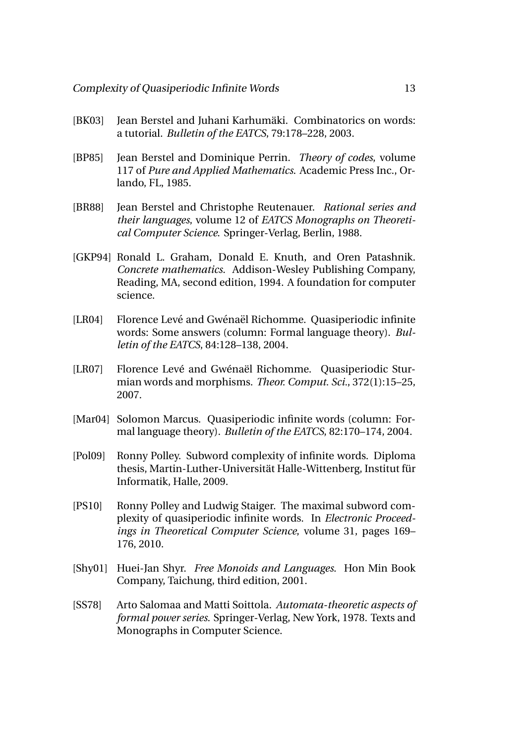[BK03] Jean Berstel and Juhani Karhumäki. Combinatorics on words: a tutorial. *Bulletin of the EATCS*, 79:178–228, 2003.

[BP85] Jean Berstel and Dominique Perrin. *Theory of codes*, volume 117 of *Pure and Applied Mathematics*. Academic Press Inc., Orlando, FL, 1985.

[BR88] Jean Berstel and Christophe Reutenauer. *Rational series and their languages*, volume 12 of *EATCS Monographs on Theoretical Computer Science*. Springer-Verlag, Berlin, 1988.

[GKP94] Ronald L. Graham, Donald E. Knuth, and Oren Patashnik. *Concrete mathematics*. Addison-Wesley Publishing Company, Reading, MA, second edition, 1994. A foundation for computer science.

[LR04] Florence Levé and Gwénaël Richomme. Quasiperiodic infinite words: Some answers (column: Formal language theory). *Bulletin of the EATCS*, 84:128–138, 2004.

[LR07] Florence Levé and Gwénaël Richomme. Quasiperiodic Sturmian words and morphisms. *Theor. Comput. Sci.*, 372(1):15–25, 2007.

[Mar04] Solomon Marcus. Quasiperiodic infinite words (column: Formal language theory). *Bulletin of the EATCS*, 82:170–174, 2004.

[Pol09] Ronny Polley. Subword complexity of infinite words. Diploma thesis, Martin-Luther-Universität Halle-Wittenberg, Institut für Informatik, Halle, 2009.

[PS10] Ronny Polley and Ludwig Staiger. The maximal subword complexity of quasiperiodic infinite words. In *Electronic Proceedings in Theoretical Computer Science*, volume 31, pages 169–176, 2010.

[Shy01] Huei-Jan Shyr. *Free Monoids and Languages*. Hon Min Book Company, Taichung, third edition, 2001.

[SS78] Arto Salomaa and Matti Soittola. *Automata-theoretic aspects of formal power series*. Springer-Verlag, New York, 1978. Texts and Monographs in Computer Science.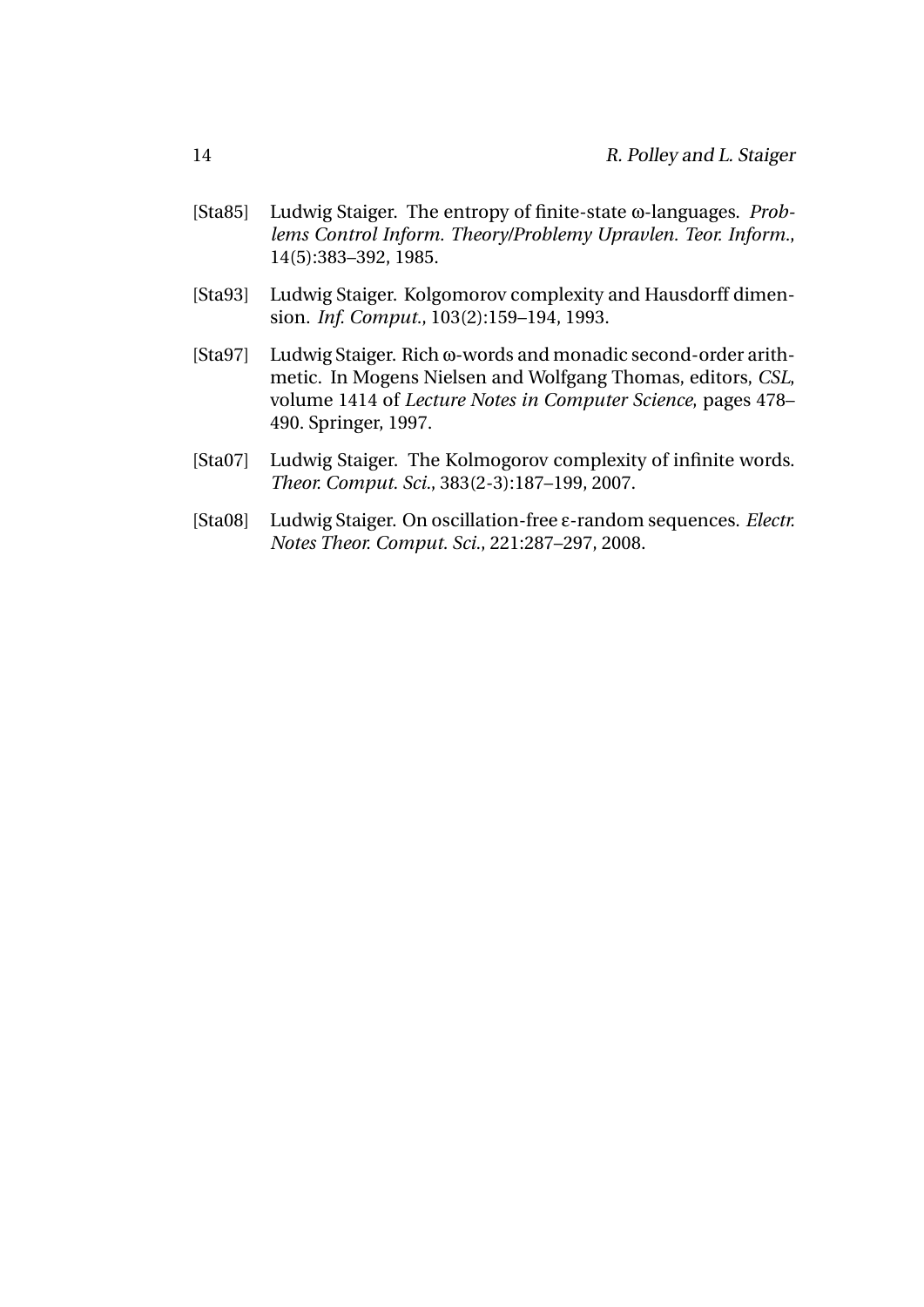[Sta85] Ludwig Staiger. The entropy of finite-state $\omega$-languages. *Problems Control Inform. Theory/Problemy Upravlen. Teor. Inform.*, 14(5):383–392, 1985.

[Sta93] Ludwig Staiger. Kolgomorov complexity and Hausdorff dimension. *Inf. Comput.*, 103(2):159–194, 1993.

[Sta97] Ludwig Staiger. Rich $\omega$-words and monadic second-order arithmetic. In Mogens Nielsen and Wolfgang Thomas, editors, *CSL*, volume 1414 of *Lecture Notes in Computer Science*, pages 478–490. Springer, 1997.

[Sta07] Ludwig Staiger. The Kolmogorov complexity of infinite words. *Theor. Comput. Sci.*, 383(2-3):187–199, 2007.

[Sta08] Ludwig Staiger. On oscillation-free $\varepsilon$-random sequences. *Electr. Notes Theor. Comput. Sci.*, 221:287–297, 2008.